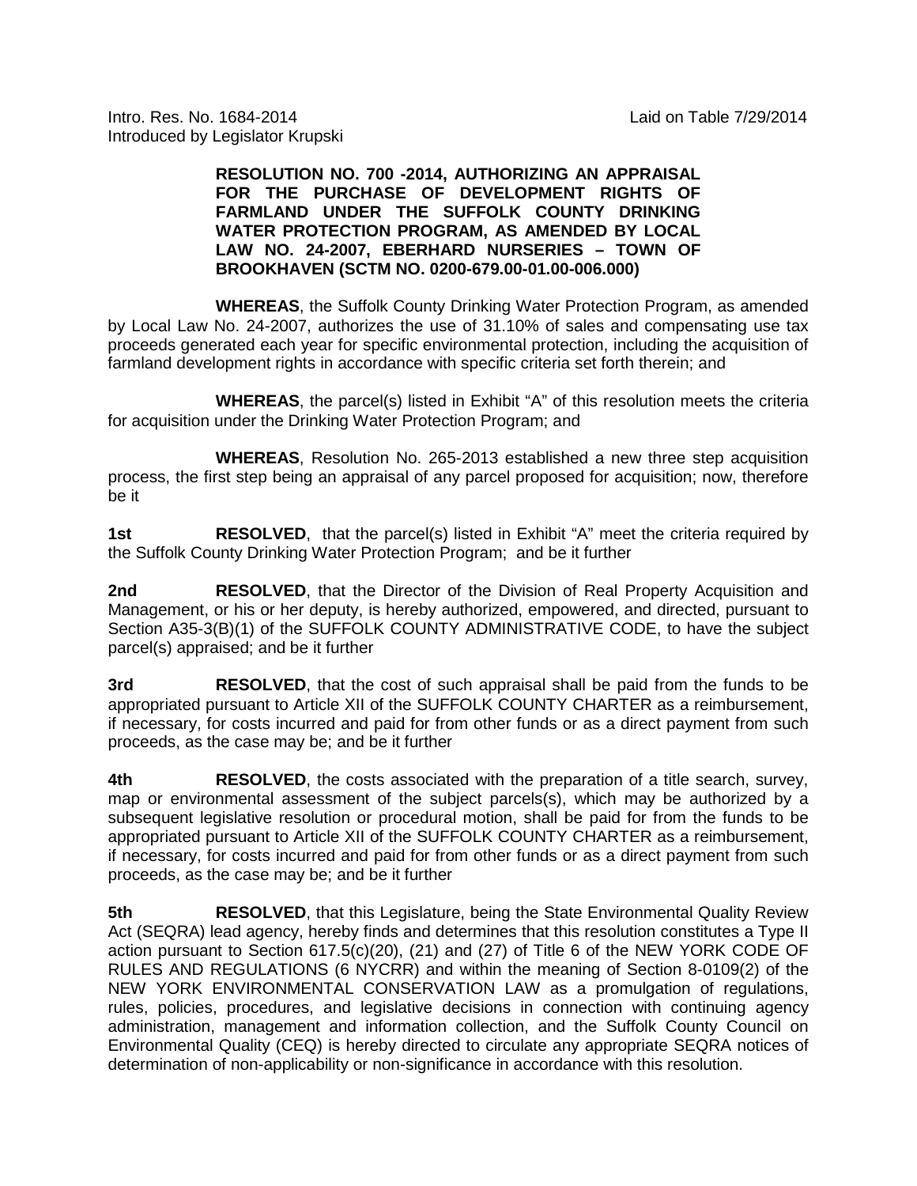Intro. Res. No. 1684-2014 Laid on Table 7/29/2014
Introduced by Legislator Krupski

**RESOLUTION NO. 700 -2014, AUTHORIZING AN APPRAISAL FOR THE PURCHASE OF DEVELOPMENT RIGHTS OF FARMLAND UNDER THE SUFFOLK COUNTY DRINKING WATER PROTECTION PROGRAM, AS AMENDED BY LOCAL LAW NO. 24-2007, EBERHARD NURSERIES – TOWN OF BROOKHAVEN (SCTM NO. 0200-679.00-01.00-006.000)**

**WHEREAS**, the Suffolk County Drinking Water Protection Program, as amended by Local Law No. 24-2007, authorizes the use of 31.10% of sales and compensating use tax proceeds generated each year for specific environmental protection, including the acquisition of farmland development rights in accordance with specific criteria set forth therein; and

**WHEREAS**, the parcel(s) listed in Exhibit "A" of this resolution meets the criteria for acquisition under the Drinking Water Protection Program; and

**WHEREAS**, Resolution No. 265-2013 established a new three step acquisition process, the first step being an appraisal of any parcel proposed for acquisition; now, therefore be it

**1st RESOLVED**, that the parcel(s) listed in Exhibit "A" meet the criteria required by the Suffolk County Drinking Water Protection Program; and be it further

**2nd RESOLVED**, that the Director of the Division of Real Property Acquisition and Management, or his or her deputy, is hereby authorized, empowered, and directed, pursuant to Section A35-3(B)(1) of the SUFFOLK COUNTY ADMINISTRATIVE CODE, to have the subject parcel(s) appraised; and be it further

**3rd RESOLVED**, that the cost of such appraisal shall be paid from the funds to be appropriated pursuant to Article XII of the SUFFOLK COUNTY CHARTER as a reimbursement, if necessary, for costs incurred and paid for from other funds or as a direct payment from such proceeds, as the case may be; and be it further

**4th RESOLVED**, the costs associated with the preparation of a title search, survey, map or environmental assessment of the subject parcels(s), which may be authorized by a subsequent legislative resolution or procedural motion, shall be paid for from the funds to be appropriated pursuant to Article XII of the SUFFOLK COUNTY CHARTER as a reimbursement, if necessary, for costs incurred and paid for from other funds or as a direct payment from such proceeds, as the case may be; and be it further

**5th RESOLVED**, that this Legislature, being the State Environmental Quality Review Act (SEQRA) lead agency, hereby finds and determines that this resolution constitutes a Type II action pursuant to Section 617.5(c)(20), (21) and (27) of Title 6 of the NEW YORK CODE OF RULES AND REGULATIONS (6 NYCRR) and within the meaning of Section 8-0109(2) of the NEW YORK ENVIRONMENTAL CONSERVATION LAW as a promulgation of regulations, rules, policies, procedures, and legislative decisions in connection with continuing agency administration, management and information collection, and the Suffolk County Council on Environmental Quality (CEQ) is hereby directed to circulate any appropriate SEQRA notices of determination of non-applicability or non-significance in accordance with this resolution.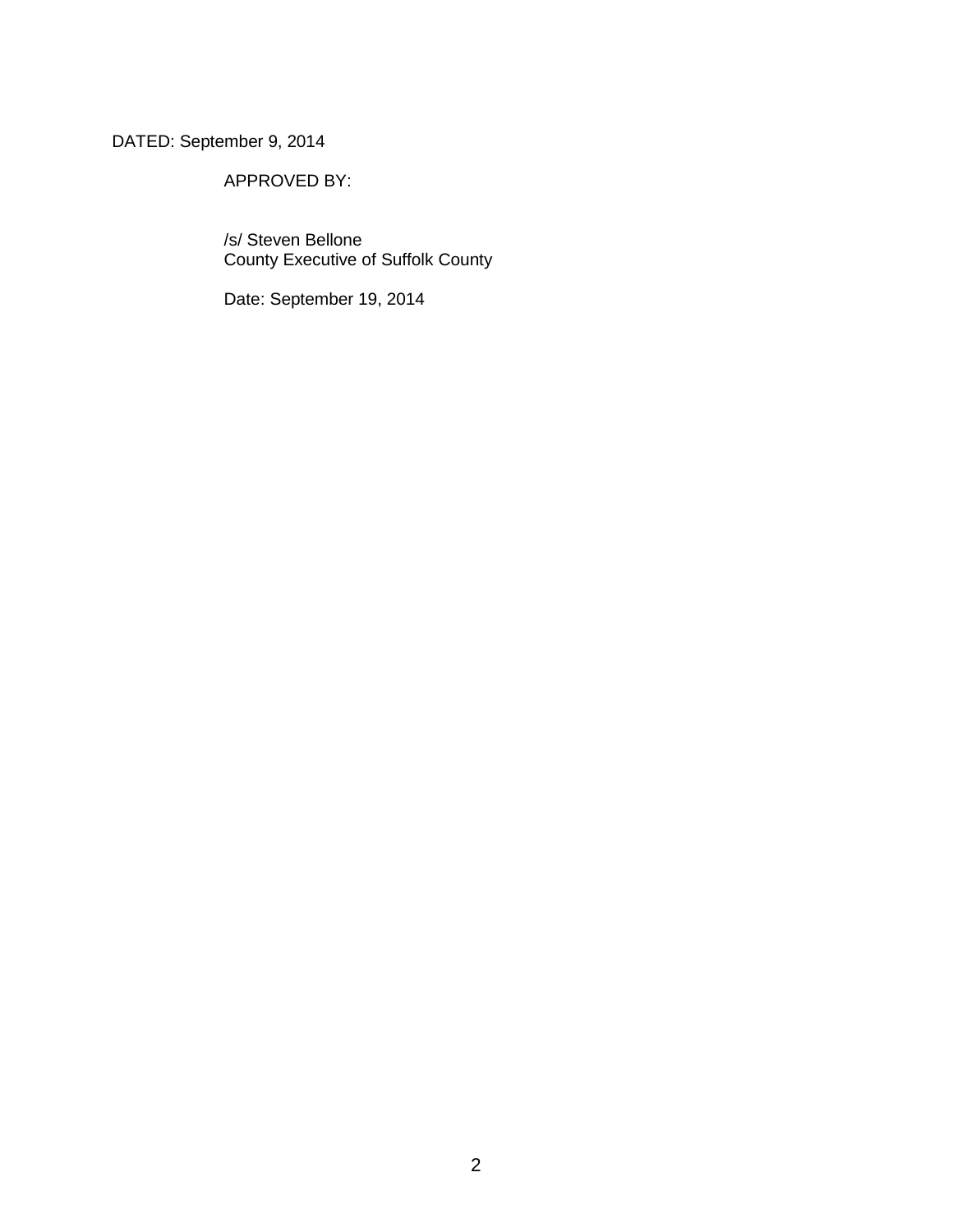DATED: September 9, 2014

APPROVED BY:

/s/ Steven Bellone
County Executive of Suffolk County

Date: September 19, 2014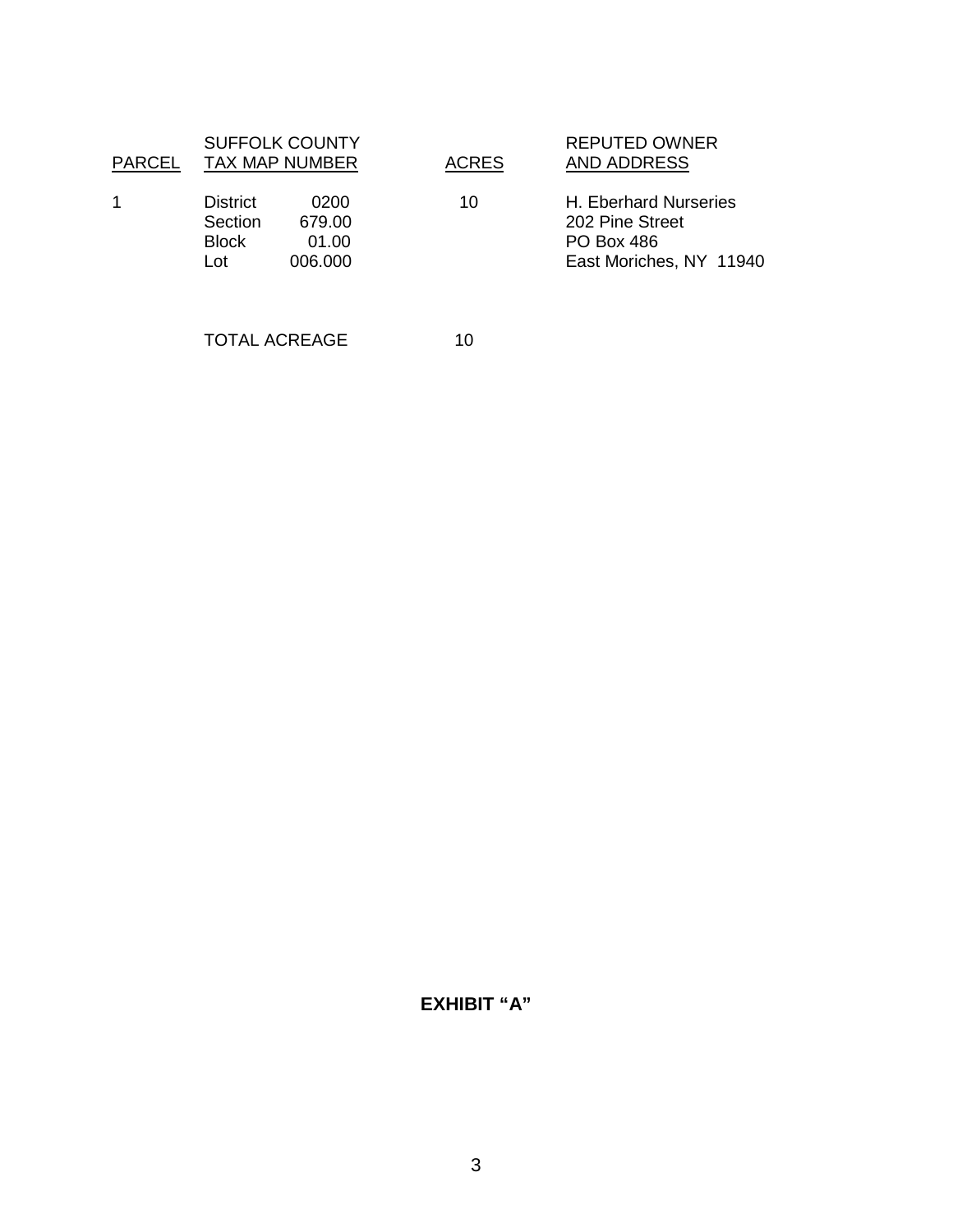| PARCEL | SUFFOLK COUNTY TAX MAP NUMBER | | ACRES | REPUTED OWNER AND ADDRESS |
|---|---|---|---|---|
| 1 | District | 0200 | 10 | H. Eberhard Nurseries |
| | Section | 679.00 | | 202 Pine Street |
| | Block | 01.00 | | PO Box 486 |
| | Lot | 006.000 | | East Moriches, NY 11940 |
| | TOTAL ACREAGE | | 10 | |

**EXHIBIT "A"**